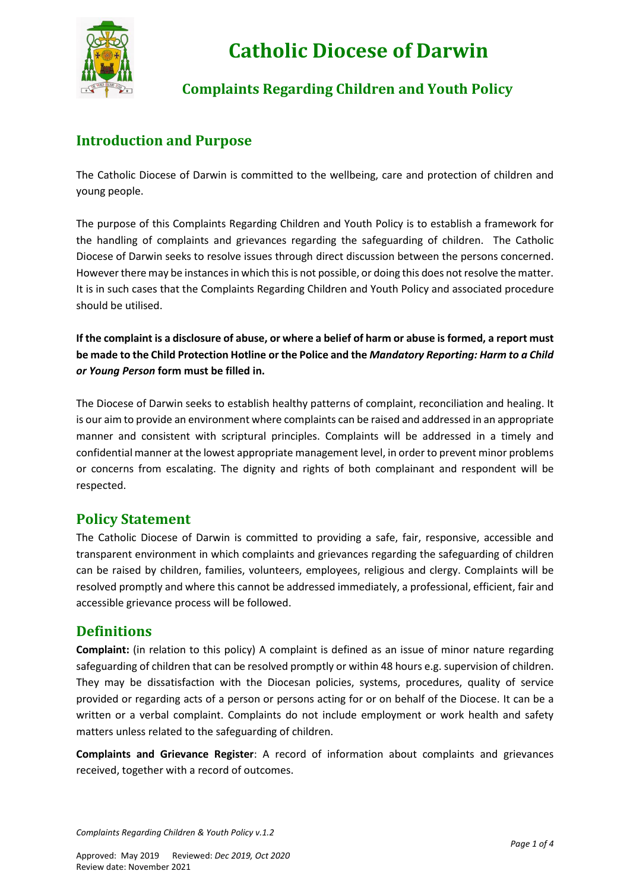# Catholic Diocese of Darwin

## Complaints Regarding Children and Youth Policy

## Introduction and Purpose

The Catholic Diocese of Darwin is committed to the wellbeing, care and protection of children and young people.

The purpose of this Complaints Regarding Children and Youth Policy is to establish a framework for the handling of complaints and grievances regarding the safeguarding of children. The Catholic Diocese of Darwin seeks to resolve issues through direct discussion between the persons concerned. However there may be instances in which this is not possible, or doing this does not resolve the matter. It is in such cases that the Complaints Regarding Children and Youth Policy and associated procedure should be utilised.

**If the complaint is a disclosure of abuse, or where a belief of harm or abuse is formed, a report must be made to the Child Protection Hotline or the Police and the *Mandatory Reporting: Harm to a Child or Young Person* form must be filled in.**

The Diocese of Darwin seeks to establish healthy patterns of complaint, reconciliation and healing. It is our aim to provide an environment where complaints can be raised and addressed in an appropriate manner and consistent with scriptural principles. Complaints will be addressed in a timely and confidential manner at the lowest appropriate management level, in order to prevent minor problems or concerns from escalating. The dignity and rights of both complainant and respondent will be respected.

## Policy Statement

The Catholic Diocese of Darwin is committed to providing a safe, fair, responsive, accessible and transparent environment in which complaints and grievances regarding the safeguarding of children can be raised by children, families, volunteers, employees, religious and clergy. Complaints will be resolved promptly and where this cannot be addressed immediately, a professional, efficient, fair and accessible grievance process will be followed.

## Definitions

**Complaint:** (in relation to this policy) A complaint is defined as an issue of minor nature regarding safeguarding of children that can be resolved promptly or within 48 hours e.g. supervision of children. They may be dissatisfaction with the Diocesan policies, systems, procedures, quality of service provided or regarding acts of a person or persons acting for or on behalf of the Diocese. It can be a written or a verbal complaint. Complaints do not include employment or work health and safety matters unless related to the safeguarding of children.

**Complaints and Grievance Register**: A record of information about complaints and grievances received, together with a record of outcomes.

*Complaints Regarding Children & Youth Policy v.1.2*

Approved: May 2019 Reviewed: *Dec 2019, Oct 2020*
Review date: November 2021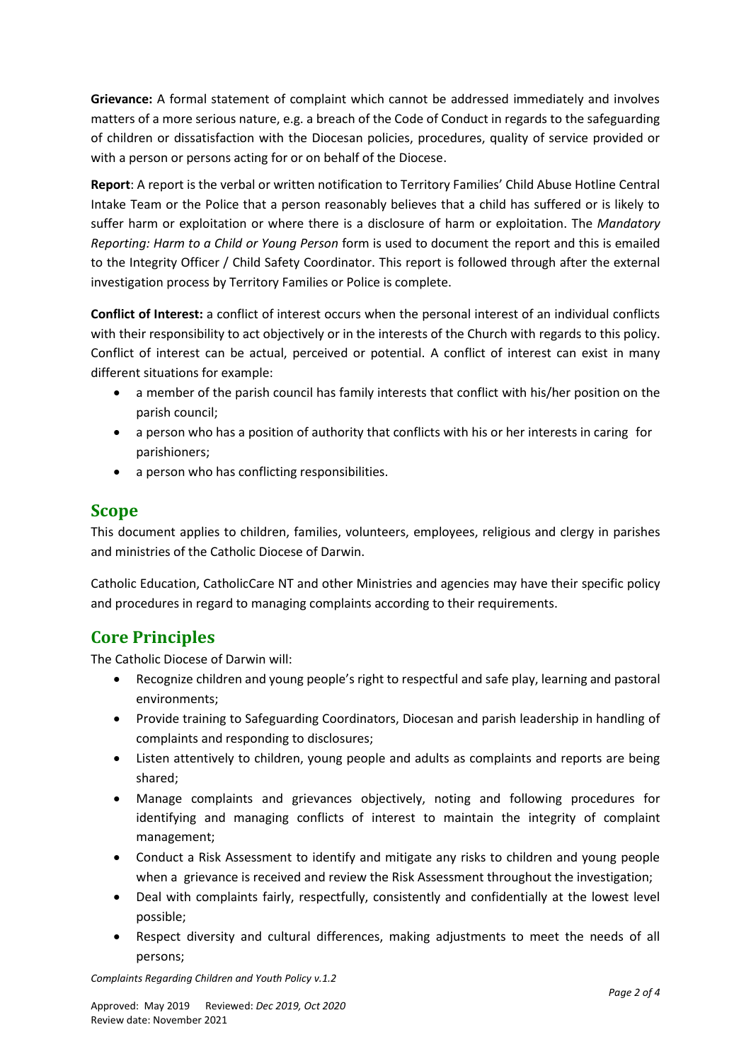**Grievance:** A formal statement of complaint which cannot be addressed immediately and involves matters of a more serious nature, e.g. a breach of the Code of Conduct in regards to the safeguarding of children or dissatisfaction with the Diocesan policies, procedures, quality of service provided or with a person or persons acting for or on behalf of the Diocese.

**Report**: A report is the verbal or written notification to Territory Families' Child Abuse Hotline Central Intake Team or the Police that a person reasonably believes that a child has suffered or is likely to suffer harm or exploitation or where there is a disclosure of harm or exploitation. The *Mandatory Reporting: Harm to a Child or Young Person* form is used to document the report and this is emailed to the Integrity Officer / Child Safety Coordinator. This report is followed through after the external investigation process by Territory Families or Police is complete.

**Conflict of Interest:** a conflict of interest occurs when the personal interest of an individual conflicts with their responsibility to act objectively or in the interests of the Church with regards to this policy. Conflict of interest can be actual, perceived or potential. A conflict of interest can exist in many different situations for example:

- a member of the parish council has family interests that conflict with his/her position on the parish council;
- a person who has a position of authority that conflicts with his or her interests in caring for parishioners;
- a person who has conflicting responsibilities.

## Scope

This document applies to children, families, volunteers, employees, religious and clergy in parishes and ministries of the Catholic Diocese of Darwin.

Catholic Education, CatholicCare NT and other Ministries and agencies may have their specific policy and procedures in regard to managing complaints according to their requirements.

## Core Principles

The Catholic Diocese of Darwin will:

- Recognize children and young people's right to respectful and safe play, learning and pastoral environments;
- Provide training to Safeguarding Coordinators, Diocesan and parish leadership in handling of complaints and responding to disclosures;
- Listen attentively to children, young people and adults as complaints and reports are being shared;
- Manage complaints and grievances objectively, noting and following procedures for identifying and managing conflicts of interest to maintain the integrity of complaint management;
- Conduct a Risk Assessment to identify and mitigate any risks to children and young people when a grievance is received and review the Risk Assessment throughout the investigation;
- Deal with complaints fairly, respectfully, consistently and confidentially at the lowest level possible;
- Respect diversity and cultural differences, making adjustments to meet the needs of all persons;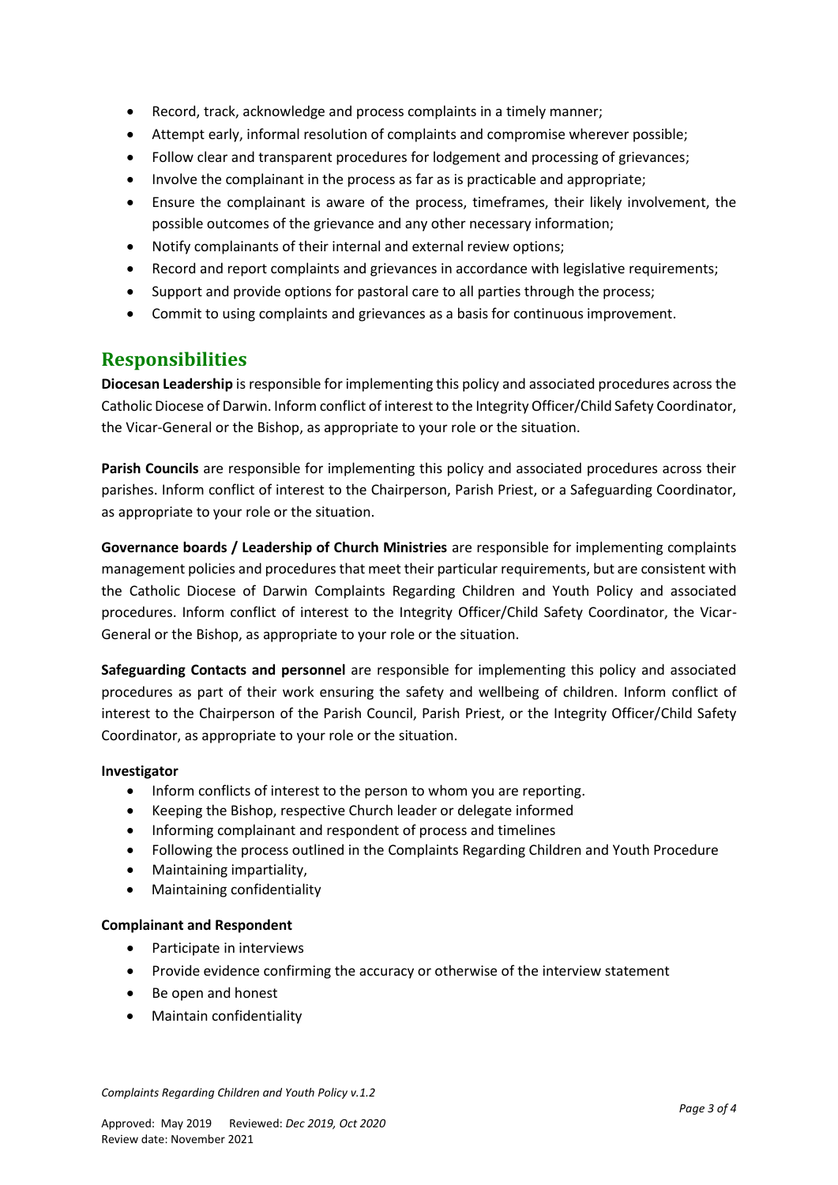- Record, track, acknowledge and process complaints in a timely manner;
- Attempt early, informal resolution of complaints and compromise wherever possible;
- Follow clear and transparent procedures for lodgement and processing of grievances;
- Involve the complainant in the process as far as is practicable and appropriate;
- Ensure the complainant is aware of the process, timeframes, their likely involvement, the possible outcomes of the grievance and any other necessary information;
- Notify complainants of their internal and external review options;
- Record and report complaints and grievances in accordance with legislative requirements;
- Support and provide options for pastoral care to all parties through the process;
- Commit to using complaints and grievances as a basis for continuous improvement.

## Responsibilities

**Diocesan Leadership** is responsible for implementing this policy and associated procedures across the Catholic Diocese of Darwin. Inform conflict of interest to the Integrity Officer/Child Safety Coordinator, the Vicar-General or the Bishop, as appropriate to your role or the situation.

**Parish Councils** are responsible for implementing this policy and associated procedures across their parishes. Inform conflict of interest to the Chairperson, Parish Priest, or a Safeguarding Coordinator, as appropriate to your role or the situation.

**Governance boards / Leadership of Church Ministries** are responsible for implementing complaints management policies and procedures that meet their particular requirements, but are consistent with the Catholic Diocese of Darwin Complaints Regarding Children and Youth Policy and associated procedures. Inform conflict of interest to the Integrity Officer/Child Safety Coordinator, the Vicar-General or the Bishop, as appropriate to your role or the situation.

**Safeguarding Contacts and personnel** are responsible for implementing this policy and associated procedures as part of their work ensuring the safety and wellbeing of children. Inform conflict of interest to the Chairperson of the Parish Council, Parish Priest, or the Integrity Officer/Child Safety Coordinator, as appropriate to your role or the situation.

**Investigator**

- Inform conflicts of interest to the person to whom you are reporting.
- Keeping the Bishop, respective Church leader or delegate informed
- Informing complainant and respondent of process and timelines
- Following the process outlined in the Complaints Regarding Children and Youth Procedure
- Maintaining impartiality,
- Maintaining confidentiality

**Complainant and Respondent**

- Participate in interviews
- Provide evidence confirming the accuracy or otherwise of the interview statement
- Be open and honest
- Maintain confidentiality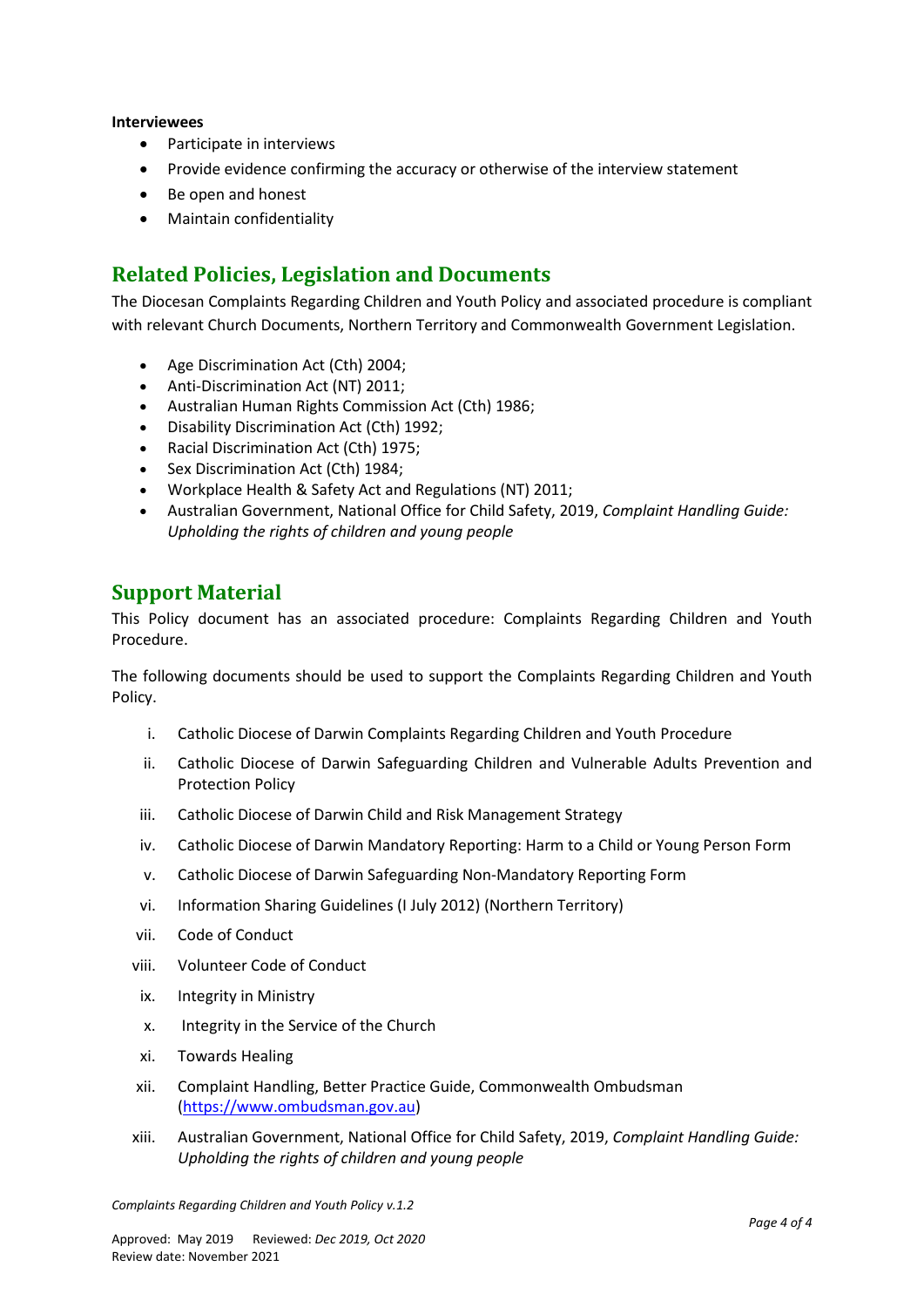**Interviewees**

- Participate in interviews
- Provide evidence confirming the accuracy or otherwise of the interview statement
- Be open and honest
- Maintain confidentiality

## Related Policies, Legislation and Documents

The Diocesan Complaints Regarding Children and Youth Policy and associated procedure is compliant with relevant Church Documents, Northern Territory and Commonwealth Government Legislation.

- Age Discrimination Act (Cth) 2004;
- Anti-Discrimination Act (NT) 2011;
- Australian Human Rights Commission Act (Cth) 1986;
- Disability Discrimination Act (Cth) 1992;
- Racial Discrimination Act (Cth) 1975;
- Sex Discrimination Act (Cth) 1984;
- Workplace Health & Safety Act and Regulations (NT) 2011;
- Australian Government, National Office for Child Safety, 2019, *Complaint Handling Guide: Upholding the rights of children and young people*

## Support Material

This Policy document has an associated procedure: Complaints Regarding Children and Youth Procedure.

The following documents should be used to support the Complaints Regarding Children and Youth Policy.

i. Catholic Diocese of Darwin Complaints Regarding Children and Youth Procedure

ii. Catholic Diocese of Darwin Safeguarding Children and Vulnerable Adults Prevention and Protection Policy

iii. Catholic Diocese of Darwin Child and Risk Management Strategy

iv. Catholic Diocese of Darwin Mandatory Reporting: Harm to a Child or Young Person Form

v. Catholic Diocese of Darwin Safeguarding Non-Mandatory Reporting Form

vi. Information Sharing Guidelines (I July 2012) (Northern Territory)

vii. Code of Conduct

viii. Volunteer Code of Conduct

ix. Integrity in Ministry

x. Integrity in the Service of the Church

xi. Towards Healing

xii. Complaint Handling, Better Practice Guide, Commonwealth Ombudsman (https://www.ombudsman.gov.au)

xiii. Australian Government, National Office for Child Safety, 2019, *Complaint Handling Guide: Upholding the rights of children and young people*

*Complaints Regarding Children and Youth Policy v.1.2*

Approved: May 2019 Reviewed: *Dec 2019, Oct 2020*
Review date: November 2021